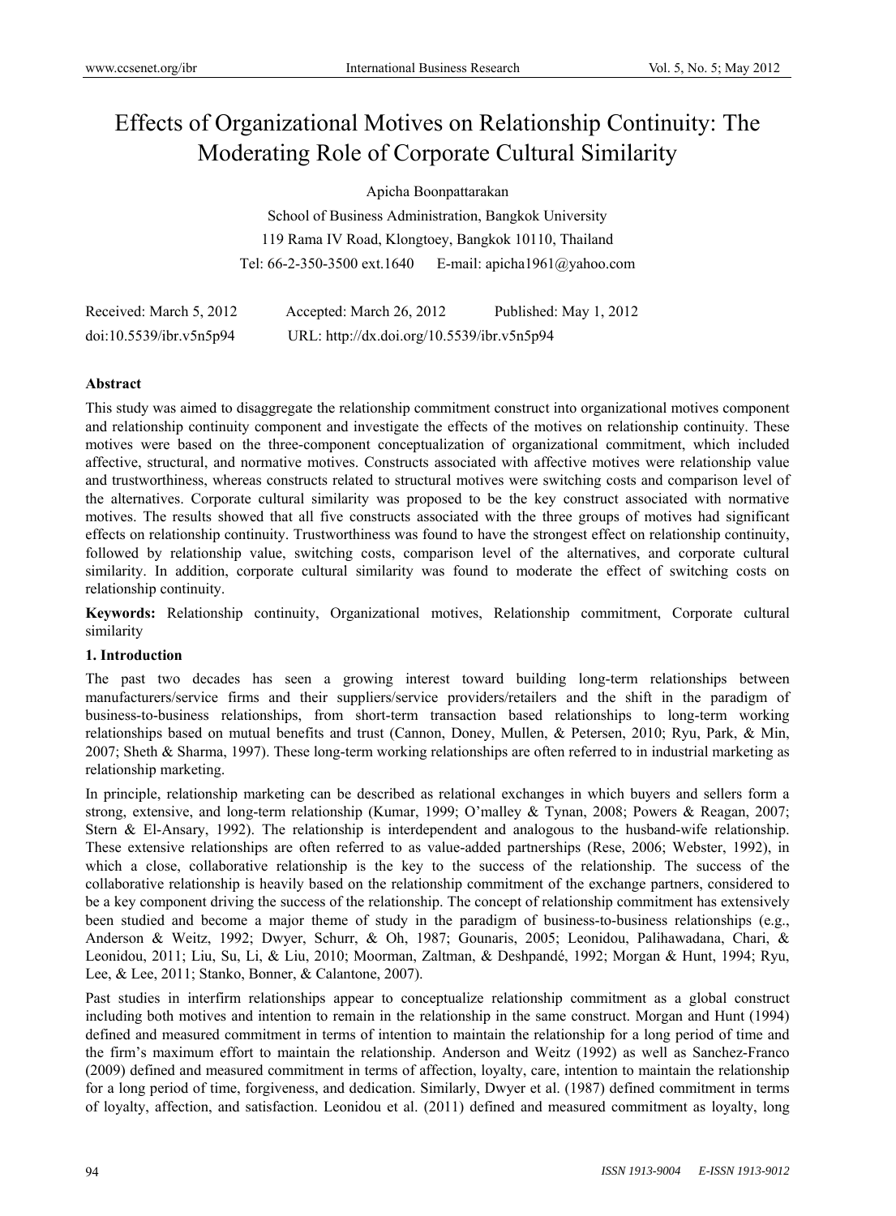# Effects of Organizational Motives on Relationship Continuity: The Moderating Role of Corporate Cultural Similarity

Apicha Boonpattarakan

School of Business Administration, Bangkok University

119 Rama IV Road, Klongtoey, Bangkok 10110, Thailand

Tel: 66-2-350-3500 ext.1640 E-mail: apicha1961@yahoo.com

Received: March 5, 2012 Accepted: March 26, 2012 Published: May 1, 2012

doi:10.5539/ibr.v5n5p94 URL: http://dx.doi.org/10.5539/ibr.v5n5p94

**Abstract**

This study was aimed to disaggregate the relationship commitment construct into organizational motives component and relationship continuity component and investigate the effects of the motives on relationship continuity. These motives were based on the three-component conceptualization of organizational commitment, which included affective, structural, and normative motives. Constructs associated with affective motives were relationship value and trustworthiness, whereas constructs related to structural motives were switching costs and comparison level of the alternatives. Corporate cultural similarity was proposed to be the key construct associated with normative motives. The results showed that all five constructs associated with the three groups of motives had significant effects on relationship continuity. Trustworthiness was found to have the strongest effect on relationship continuity, followed by relationship value, switching costs, comparison level of the alternatives, and corporate cultural similarity. In addition, corporate cultural similarity was found to moderate the effect of switching costs on relationship continuity.

**Keywords:** Relationship continuity, Organizational motives, Relationship commitment, Corporate cultural similarity

## 1. Introduction

The past two decades has seen a growing interest toward building long-term relationships between manufacturers/service firms and their suppliers/service providers/retailers and the shift in the paradigm of business-to-business relationships, from short-term transaction based relationships to long-term working relationships based on mutual benefits and trust (Cannon, Doney, Mullen, & Petersen, 2010; Ryu, Park, & Min, 2007; Sheth & Sharma, 1997). These long-term working relationships are often referred to in industrial marketing as relationship marketing.

In principle, relationship marketing can be described as relational exchanges in which buyers and sellers form a strong, extensive, and long-term relationship (Kumar, 1999; O'malley & Tynan, 2008; Powers & Reagan, 2007; Stern & El-Ansary, 1992). The relationship is interdependent and analogous to the husband-wife relationship. These extensive relationships are often referred to as value-added partnerships (Rese, 2006; Webster, 1992), in which a close, collaborative relationship is the key to the success of the relationship. The success of the collaborative relationship is heavily based on the relationship commitment of the exchange partners, considered to be a key component driving the success of the relationship. The concept of relationship commitment has extensively been studied and become a major theme of study in the paradigm of business-to-business relationships (e.g., Anderson & Weitz, 1992; Dwyer, Schurr, & Oh, 1987; Gounaris, 2005; Leonidou, Palihawadana, Chari, & Leonidou, 2011; Liu, Su, Li, & Liu, 2010; Moorman, Zaltman, & Deshpandé, 1992; Morgan & Hunt, 1994; Ryu, Lee, & Lee, 2011; Stanko, Bonner, & Calantone, 2007).

Past studies in interfirm relationships appear to conceptualize relationship commitment as a global construct including both motives and intention to remain in the relationship in the same construct. Morgan and Hunt (1994) defined and measured commitment in terms of intention to maintain the relationship for a long period of time and the firm's maximum effort to maintain the relationship. Anderson and Weitz (1992) as well as Sanchez-Franco (2009) defined and measured commitment in terms of affection, loyalty, care, intention to maintain the relationship for a long period of time, forgiveness, and dedication. Similarly, Dwyer et al. (1987) defined commitment in terms of loyalty, affection, and satisfaction. Leonidou et al. (2011) defined and measured commitment as loyalty, long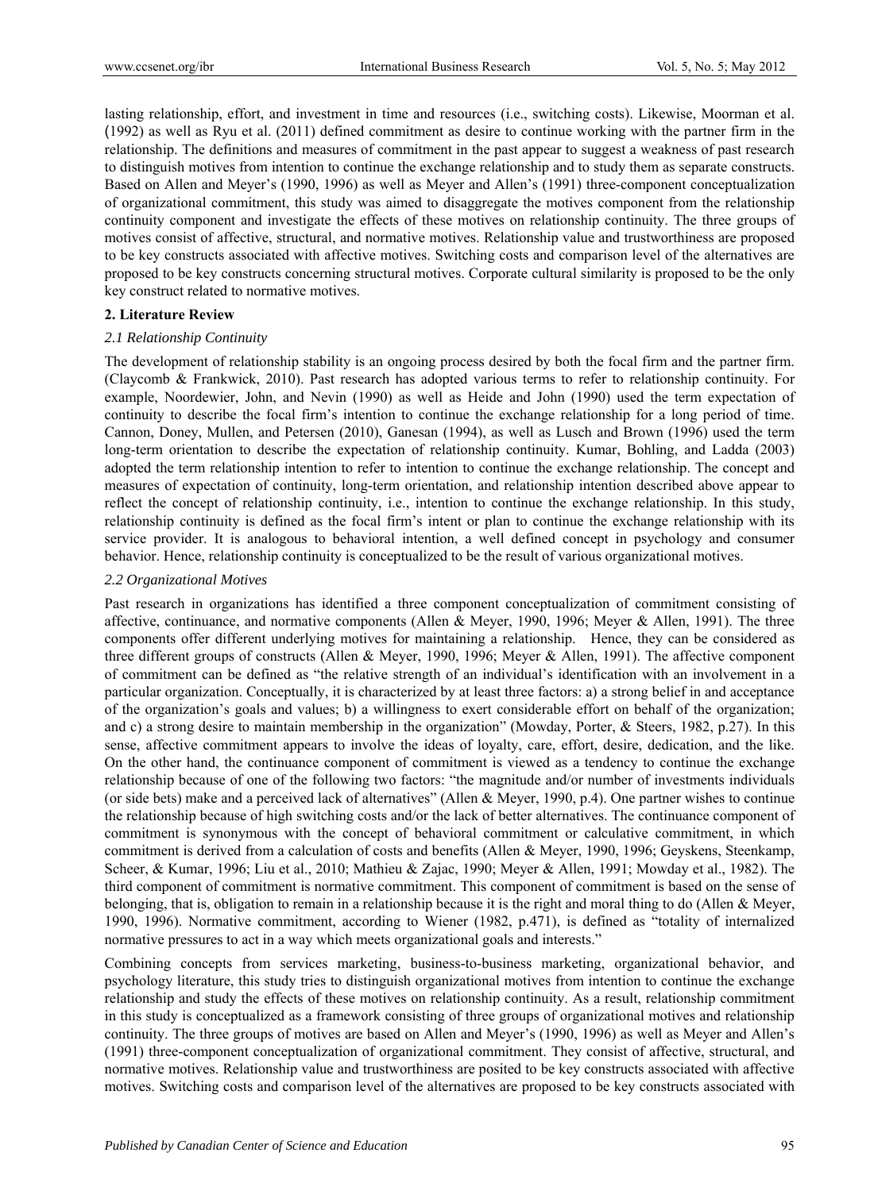lasting relationship, effort, and investment in time and resources (i.e., switching costs). Likewise, Moorman et al. (1992) as well as Ryu et al. (2011) defined commitment as desire to continue working with the partner firm in the relationship. The definitions and measures of commitment in the past appear to suggest a weakness of past research to distinguish motives from intention to continue the exchange relationship and to study them as separate constructs. Based on Allen and Meyer's (1990, 1996) as well as Meyer and Allen's (1991) three-component conceptualization of organizational commitment, this study was aimed to disaggregate the motives component from the relationship continuity component and investigate the effects of these motives on relationship continuity. The three groups of motives consist of affective, structural, and normative motives. Relationship value and trustworthiness are proposed to be key constructs associated with affective motives. Switching costs and comparison level of the alternatives are proposed to be key constructs concerning structural motives. Corporate cultural similarity is proposed to be the only key construct related to normative motives.

## 2. Literature Review

### *2.1 Relationship Continuity*

The development of relationship stability is an ongoing process desired by both the focal firm and the partner firm. (Claycomb & Frankwick, 2010). Past research has adopted various terms to refer to relationship continuity. For example, Noordewier, John, and Nevin (1990) as well as Heide and John (1990) used the term expectation of continuity to describe the focal firm's intention to continue the exchange relationship for a long period of time. Cannon, Doney, Mullen, and Petersen (2010), Ganesan (1994), as well as Lusch and Brown (1996) used the term long-term orientation to describe the expectation of relationship continuity. Kumar, Bohling, and Ladda (2003) adopted the term relationship intention to refer to intention to continue the exchange relationship. The concept and measures of expectation of continuity, long-term orientation, and relationship intention described above appear to reflect the concept of relationship continuity, i.e., intention to continue the exchange relationship. In this study, relationship continuity is defined as the focal firm's intent or plan to continue the exchange relationship with its service provider. It is analogous to behavioral intention, a well defined concept in psychology and consumer behavior. Hence, relationship continuity is conceptualized to be the result of various organizational motives.

### *2.2 Organizational Motives*

Past research in organizations has identified a three component conceptualization of commitment consisting of affective, continuance, and normative components (Allen & Meyer, 1990, 1996; Meyer & Allen, 1991). The three components offer different underlying motives for maintaining a relationship. Hence, they can be considered as three different groups of constructs (Allen & Meyer, 1990, 1996; Meyer & Allen, 1991). The affective component of commitment can be defined as "the relative strength of an individual's identification with an involvement in a particular organization. Conceptually, it is characterized by at least three factors: a) a strong belief in and acceptance of the organization's goals and values; b) a willingness to exert considerable effort on behalf of the organization; and c) a strong desire to maintain membership in the organization" (Mowday, Porter, & Steers, 1982, p.27). In this sense, affective commitment appears to involve the ideas of loyalty, care, effort, desire, dedication, and the like. On the other hand, the continuance component of commitment is viewed as a tendency to continue the exchange relationship because of one of the following two factors: "the magnitude and/or number of investments individuals (or side bets) make and a perceived lack of alternatives" (Allen & Meyer, 1990, p.4). One partner wishes to continue the relationship because of high switching costs and/or the lack of better alternatives. The continuance component of commitment is synonymous with the concept of behavioral commitment or calculative commitment, in which commitment is derived from a calculation of costs and benefits (Allen & Meyer, 1990, 1996; Geyskens, Steenkamp, Scheer, & Kumar, 1996; Liu et al., 2010; Mathieu & Zajac, 1990; Meyer & Allen, 1991; Mowday et al., 1982). The third component of commitment is normative commitment. This component of commitment is based on the sense of belonging, that is, obligation to remain in a relationship because it is the right and moral thing to do (Allen & Meyer, 1990, 1996). Normative commitment, according to Wiener (1982, p.471), is defined as "totality of internalized normative pressures to act in a way which meets organizational goals and interests."

Combining concepts from services marketing, business-to-business marketing, organizational behavior, and psychology literature, this study tries to distinguish organizational motives from intention to continue the exchange relationship and study the effects of these motives on relationship continuity. As a result, relationship commitment in this study is conceptualized as a framework consisting of three groups of organizational motives and relationship continuity. The three groups of motives are based on Allen and Meyer's (1990, 1996) as well as Meyer and Allen's (1991) three-component conceptualization of organizational commitment. They consist of affective, structural, and normative motives. Relationship value and trustworthiness are posited to be key constructs associated with affective motives. Switching costs and comparison level of the alternatives are proposed to be key constructs associated with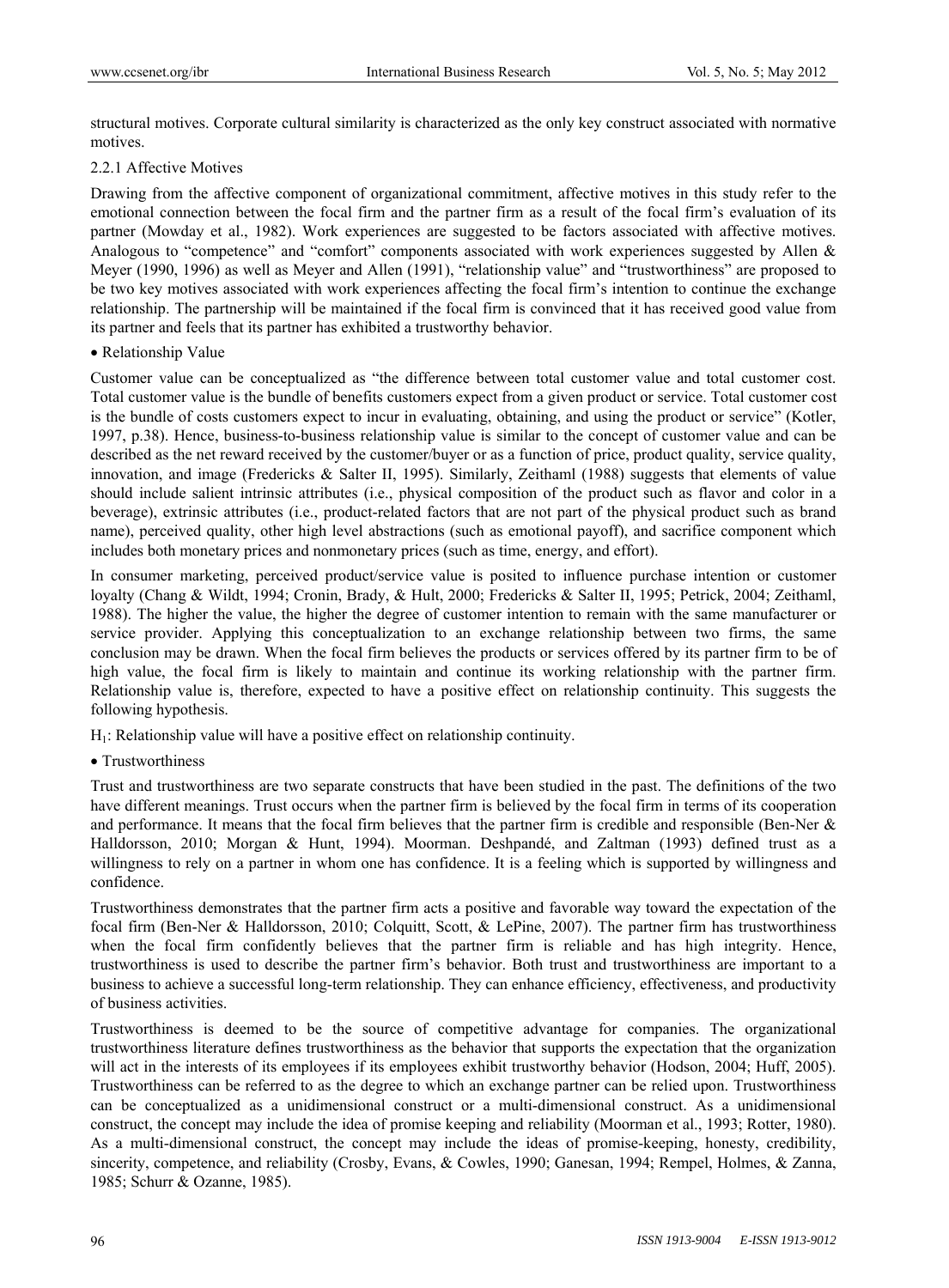structural motives. Corporate cultural similarity is characterized as the only key construct associated with normative motives.

#### 2.2.1 Affective Motives

Drawing from the affective component of organizational commitment, affective motives in this study refer to the emotional connection between the focal firm and the partner firm as a result of the focal firm's evaluation of its partner (Mowday et al., 1982). Work experiences are suggested to be factors associated with affective motives. Analogous to "competence" and "comfort" components associated with work experiences suggested by Allen & Meyer (1990, 1996) as well as Meyer and Allen (1991), "relationship value" and "trustworthiness" are proposed to be two key motives associated with work experiences affecting the focal firm's intention to continue the exchange relationship. The partnership will be maintained if the focal firm is convinced that it has received good value from its partner and feels that its partner has exhibited a trustworthy behavior.

- Relationship Value

Customer value can be conceptualized as "the difference between total customer value and total customer cost. Total customer value is the bundle of benefits customers expect from a given product or service. Total customer cost is the bundle of costs customers expect to incur in evaluating, obtaining, and using the product or service" (Kotler, 1997, p.38). Hence, business-to-business relationship value is similar to the concept of customer value and can be described as the net reward received by the customer/buyer or as a function of price, product quality, service quality, innovation, and image (Fredericks & Salter II, 1995). Similarly, Zeithaml (1988) suggests that elements of value should include salient intrinsic attributes (i.e., physical composition of the product such as flavor and color in a beverage), extrinsic attributes (i.e., product-related factors that are not part of the physical product such as brand name), perceived quality, other high level abstractions (such as emotional payoff), and sacrifice component which includes both monetary prices and nonmonetary prices (such as time, energy, and effort).

In consumer marketing, perceived product/service value is posited to influence purchase intention or customer loyalty (Chang & Wildt, 1994; Cronin, Brady, & Hult, 2000; Fredericks & Salter II, 1995; Petrick, 2004; Zeithaml, 1988). The higher the value, the higher the degree of customer intention to remain with the same manufacturer or service provider. Applying this conceptualization to an exchange relationship between two firms, the same conclusion may be drawn. When the focal firm believes the products or services offered by its partner firm to be of high value, the focal firm is likely to maintain and continue its working relationship with the partner firm. Relationship value is, therefore, expected to have a positive effect on relationship continuity. This suggests the following hypothesis.

$H_1$: Relationship value will have a positive effect on relationship continuity.

- Trustworthiness

Trust and trustworthiness are two separate constructs that have been studied in the past. The definitions of the two have different meanings. Trust occurs when the partner firm is believed by the focal firm in terms of its cooperation and performance. It means that the focal firm believes that the partner firm is credible and responsible (Ben-Ner & Halldorsson, 2010; Morgan & Hunt, 1994). Moorman. Deshpandé, and Zaltman (1993) defined trust as a willingness to rely on a partner in whom one has confidence. It is a feeling which is supported by willingness and confidence.

Trustworthiness demonstrates that the partner firm acts a positive and favorable way toward the expectation of the focal firm (Ben-Ner & Halldorsson, 2010; Colquitt, Scott, & LePine, 2007). The partner firm has trustworthiness when the focal firm confidently believes that the partner firm is reliable and has high integrity. Hence, trustworthiness is used to describe the partner firm's behavior. Both trust and trustworthiness are important to a business to achieve a successful long-term relationship. They can enhance efficiency, effectiveness, and productivity of business activities.

Trustworthiness is deemed to be the source of competitive advantage for companies. The organizational trustworthiness literature defines trustworthiness as the behavior that supports the expectation that the organization will act in the interests of its employees if its employees exhibit trustworthy behavior (Hodson, 2004; Huff, 2005). Trustworthiness can be referred to as the degree to which an exchange partner can be relied upon. Trustworthiness can be conceptualized as a unidimensional construct or a multi-dimensional construct. As a unidimensional construct, the concept may include the idea of promise keeping and reliability (Moorman et al., 1993; Rotter, 1980). As a multi-dimensional construct, the concept may include the ideas of promise-keeping, honesty, credibility, sincerity, competence, and reliability (Crosby, Evans, & Cowles, 1990; Ganesan, 1994; Rempel, Holmes, & Zanna, 1985; Schurr & Ozanne, 1985).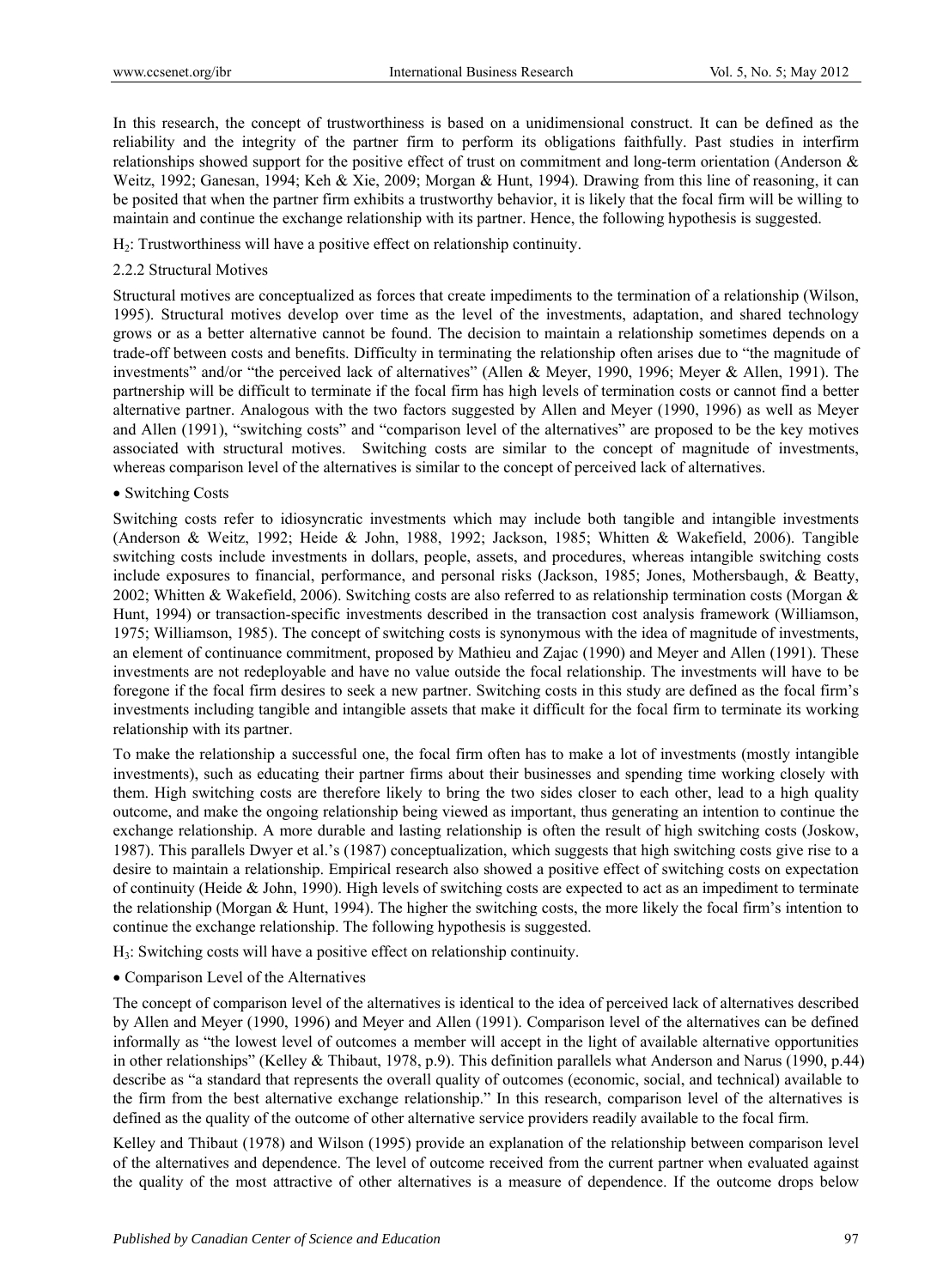In this research, the concept of trustworthiness is based on a unidimensional construct. It can be defined as the reliability and the integrity of the partner firm to perform its obligations faithfully. Past studies in interfirm relationships showed support for the positive effect of trust on commitment and long-term orientation (Anderson & Weitz, 1992; Ganesan, 1994; Keh & Xie, 2009; Morgan & Hunt, 1994). Drawing from this line of reasoning, it can be posited that when the partner firm exhibits a trustworthy behavior, it is likely that the focal firm will be willing to maintain and continue the exchange relationship with its partner. Hence, the following hypothesis is suggested.

$H_2$: Trustworthiness will have a positive effect on relationship continuity.

### 2.2.2 Structural Motives

Structural motives are conceptualized as forces that create impediments to the termination of a relationship (Wilson, 1995). Structural motives develop over time as the level of the investments, adaptation, and shared technology grows or as a better alternative cannot be found. The decision to maintain a relationship sometimes depends on a trade-off between costs and benefits. Difficulty in terminating the relationship often arises due to "the magnitude of investments" and/or "the perceived lack of alternatives" (Allen & Meyer, 1990, 1996; Meyer & Allen, 1991). The partnership will be difficult to terminate if the focal firm has high levels of termination costs or cannot find a better alternative partner. Analogous with the two factors suggested by Allen and Meyer (1990, 1996) as well as Meyer and Allen (1991), "switching costs" and "comparison level of the alternatives" are proposed to be the key motives associated with structural motives. Switching costs are similar to the concept of magnitude of investments, whereas comparison level of the alternatives is similar to the concept of perceived lack of alternatives.

- Switching Costs

Switching costs refer to idiosyncratic investments which may include both tangible and intangible investments (Anderson & Weitz, 1992; Heide & John, 1988, 1992; Jackson, 1985; Whitten & Wakefield, 2006). Tangible switching costs include investments in dollars, people, assets, and procedures, whereas intangible switching costs include exposures to financial, performance, and personal risks (Jackson, 1985; Jones, Mothersbaugh, & Beatty, 2002; Whitten & Wakefield, 2006). Switching costs are also referred to as relationship termination costs (Morgan & Hunt, 1994) or transaction-specific investments described in the transaction cost analysis framework (Williamson, 1975; Williamson, 1985). The concept of switching costs is synonymous with the idea of magnitude of investments, an element of continuance commitment, proposed by Mathieu and Zajac (1990) and Meyer and Allen (1991). These investments are not redeployable and have no value outside the focal relationship. The investments will have to be foregone if the focal firm desires to seek a new partner. Switching costs in this study are defined as the focal firm's investments including tangible and intangible assets that make it difficult for the focal firm to terminate its working relationship with its partner.

To make the relationship a successful one, the focal firm often has to make a lot of investments (mostly intangible investments), such as educating their partner firms about their businesses and spending time working closely with them. High switching costs are therefore likely to bring the two sides closer to each other, lead to a high quality outcome, and make the ongoing relationship being viewed as important, thus generating an intention to continue the exchange relationship. A more durable and lasting relationship is often the result of high switching costs (Joskow, 1987). This parallels Dwyer et al.'s (1987) conceptualization, which suggests that high switching costs give rise to a desire to maintain a relationship. Empirical research also showed a positive effect of switching costs on expectation of continuity (Heide & John, 1990). High levels of switching costs are expected to act as an impediment to terminate the relationship (Morgan & Hunt, 1994). The higher the switching costs, the more likely the focal firm's intention to continue the exchange relationship. The following hypothesis is suggested.

$H_3$: Switching costs will have a positive effect on relationship continuity.

- Comparison Level of the Alternatives

The concept of comparison level of the alternatives is identical to the idea of perceived lack of alternatives described by Allen and Meyer (1990, 1996) and Meyer and Allen (1991). Comparison level of the alternatives can be defined informally as "the lowest level of outcomes a member will accept in the light of available alternative opportunities in other relationships" (Kelley & Thibaut, 1978, p.9). This definition parallels what Anderson and Narus (1990, p.44) describe as "a standard that represents the overall quality of outcomes (economic, social, and technical) available to the firm from the best alternative exchange relationship." In this research, comparison level of the alternatives is defined as the quality of the outcome of other alternative service providers readily available to the focal firm.

Kelley and Thibaut (1978) and Wilson (1995) provide an explanation of the relationship between comparison level of the alternatives and dependence. The level of outcome received from the current partner when evaluated against the quality of the most attractive of other alternatives is a measure of dependence. If the outcome drops below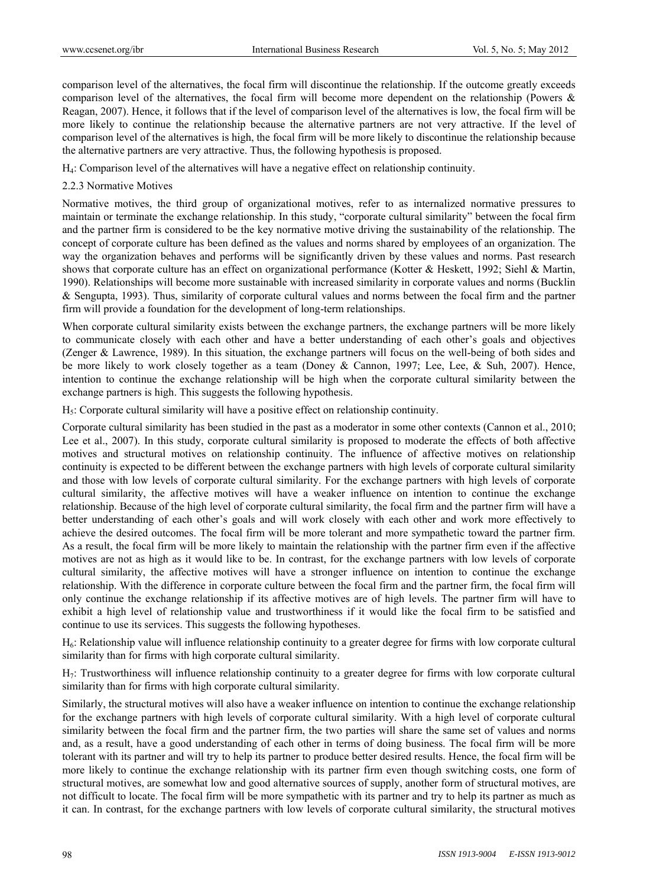comparison level of the alternatives, the focal firm will discontinue the relationship. If the outcome greatly exceeds comparison level of the alternatives, the focal firm will become more dependent on the relationship (Powers & Reagan, 2007). Hence, it follows that if the level of comparison level of the alternatives is low, the focal firm will be more likely to continue the relationship because the alternative partners are not very attractive. If the level of comparison level of the alternatives is high, the focal firm will be more likely to discontinue the relationship because the alternative partners are very attractive. Thus, the following hypothesis is proposed.

$H_4$: Comparison level of the alternatives will have a negative effect on relationship continuity.

### 2.2.3 Normative Motives

Normative motives, the third group of organizational motives, refer to as internalized normative pressures to maintain or terminate the exchange relationship. In this study, "corporate cultural similarity" between the focal firm and the partner firm is considered to be the key normative motive driving the sustainability of the relationship. The concept of corporate culture has been defined as the values and norms shared by employees of an organization. The way the organization behaves and performs will be significantly driven by these values and norms. Past research shows that corporate culture has an effect on organizational performance (Kotter & Heskett, 1992; Siehl & Martin, 1990). Relationships will become more sustainable with increased similarity in corporate values and norms (Bucklin & Sengupta, 1993). Thus, similarity of corporate cultural values and norms between the focal firm and the partner firm will provide a foundation for the development of long-term relationships.

When corporate cultural similarity exists between the exchange partners, the exchange partners will be more likely to communicate closely with each other and have a better understanding of each other's goals and objectives (Zenger & Lawrence, 1989). In this situation, the exchange partners will focus on the well-being of both sides and be more likely to work closely together as a team (Doney & Cannon, 1997; Lee, Lee, & Suh, 2007). Hence, intention to continue the exchange relationship will be high when the corporate cultural similarity between the exchange partners is high. This suggests the following hypothesis.

$H_5$: Corporate cultural similarity will have a positive effect on relationship continuity.

Corporate cultural similarity has been studied in the past as a moderator in some other contexts (Cannon et al., 2010; Lee et al., 2007). In this study, corporate cultural similarity is proposed to moderate the effects of both affective motives and structural motives on relationship continuity. The influence of affective motives on relationship continuity is expected to be different between the exchange partners with high levels of corporate cultural similarity and those with low levels of corporate cultural similarity. For the exchange partners with high levels of corporate cultural similarity, the affective motives will have a weaker influence on intention to continue the exchange relationship. Because of the high level of corporate cultural similarity, the focal firm and the partner firm will have a better understanding of each other's goals and will work closely with each other and work more effectively to achieve the desired outcomes. The focal firm will be more tolerant and more sympathetic toward the partner firm. As a result, the focal firm will be more likely to maintain the relationship with the partner firm even if the affective motives are not as high as it would like to be. In contrast, for the exchange partners with low levels of corporate cultural similarity, the affective motives will have a stronger influence on intention to continue the exchange relationship. With the difference in corporate culture between the focal firm and the partner firm, the focal firm will only continue the exchange relationship if its affective motives are of high levels. The partner firm will have to exhibit a high level of relationship value and trustworthiness if it would like the focal firm to be satisfied and continue to use its services. This suggests the following hypotheses.

$H_6$: Relationship value will influence relationship continuity to a greater degree for firms with low corporate cultural similarity than for firms with high corporate cultural similarity.

$H_7$: Trustworthiness will influence relationship continuity to a greater degree for firms with low corporate cultural similarity than for firms with high corporate cultural similarity.

Similarly, the structural motives will also have a weaker influence on intention to continue the exchange relationship for the exchange partners with high levels of corporate cultural similarity. With a high level of corporate cultural similarity between the focal firm and the partner firm, the two parties will share the same set of values and norms and, as a result, have a good understanding of each other in terms of doing business. The focal firm will be more tolerant with its partner and will try to help its partner to produce better desired results. Hence, the focal firm will be more likely to continue the exchange relationship with its partner firm even though switching costs, one form of structural motives, are somewhat low and good alternative sources of supply, another form of structural motives, are not difficult to locate. The focal firm will be more sympathetic with its partner and try to help its partner as much as it can. In contrast, for the exchange partners with low levels of corporate cultural similarity, the structural motives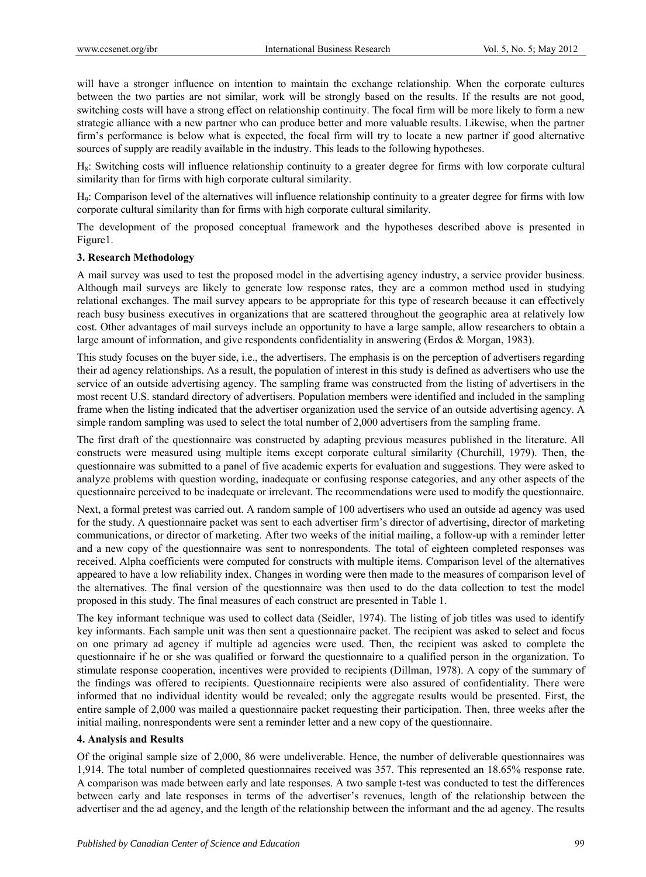will have a stronger influence on intention to maintain the exchange relationship. When the corporate cultures between the two parties are not similar, work will be strongly based on the results. If the results are not good, switching costs will have a strong effect on relationship continuity. The focal firm will be more likely to form a new strategic alliance with a new partner who can produce better and more valuable results. Likewise, when the partner firm's performance is below what is expected, the focal firm will try to locate a new partner if good alternative sources of supply are readily available in the industry. This leads to the following hypotheses.

$H_8$: Switching costs will influence relationship continuity to a greater degree for firms with low corporate cultural similarity than for firms with high corporate cultural similarity.

$H_9$: Comparison level of the alternatives will influence relationship continuity to a greater degree for firms with low corporate cultural similarity than for firms with high corporate cultural similarity.

The development of the proposed conceptual framework and the hypotheses described above is presented in Figure1.

### 3. Research Methodology

A mail survey was used to test the proposed model in the advertising agency industry, a service provider business. Although mail surveys are likely to generate low response rates, they are a common method used in studying relational exchanges. The mail survey appears to be appropriate for this type of research because it can effectively reach busy business executives in organizations that are scattered throughout the geographic area at relatively low cost. Other advantages of mail surveys include an opportunity to have a large sample, allow researchers to obtain a large amount of information, and give respondents confidentiality in answering (Erdos & Morgan, 1983).

This study focuses on the buyer side, i.e., the advertisers. The emphasis is on the perception of advertisers regarding their ad agency relationships. As a result, the population of interest in this study is defined as advertisers who use the service of an outside advertising agency. The sampling frame was constructed from the listing of advertisers in the most recent U.S. standard directory of advertisers. Population members were identified and included in the sampling frame when the listing indicated that the advertiser organization used the service of an outside advertising agency. A simple random sampling was used to select the total number of 2,000 advertisers from the sampling frame.

The first draft of the questionnaire was constructed by adapting previous measures published in the literature. All constructs were measured using multiple items except corporate cultural similarity (Churchill, 1979). Then, the questionnaire was submitted to a panel of five academic experts for evaluation and suggestions. They were asked to analyze problems with question wording, inadequate or confusing response categories, and any other aspects of the questionnaire perceived to be inadequate or irrelevant. The recommendations were used to modify the questionnaire.

Next, a formal pretest was carried out. A random sample of 100 advertisers who used an outside ad agency was used for the study. A questionnaire packet was sent to each advertiser firm's director of advertising, director of marketing communications, or director of marketing. After two weeks of the initial mailing, a follow-up with a reminder letter and a new copy of the questionnaire was sent to nonrespondents. The total of eighteen completed responses was received. Alpha coefficients were computed for constructs with multiple items. Comparison level of the alternatives appeared to have a low reliability index. Changes in wording were then made to the measures of comparison level of the alternatives. The final version of the questionnaire was then used to do the data collection to test the model proposed in this study. The final measures of each construct are presented in Table 1.

The key informant technique was used to collect data (Seidler, 1974). The listing of job titles was used to identify key informants. Each sample unit was then sent a questionnaire packet. The recipient was asked to select and focus on one primary ad agency if multiple ad agencies were used. Then, the recipient was asked to complete the questionnaire if he or she was qualified or forward the questionnaire to a qualified person in the organization. To stimulate response cooperation, incentives were provided to recipients (Dillman, 1978). A copy of the summary of the findings was offered to recipients. Questionnaire recipients were also assured of confidentiality. There were informed that no individual identity would be revealed; only the aggregate results would be presented. First, the entire sample of 2,000 was mailed a questionnaire packet requesting their participation. Then, three weeks after the initial mailing, nonrespondents were sent a reminder letter and a new copy of the questionnaire.

### 4. Analysis and Results

Of the original sample size of 2,000, 86 were undeliverable. Hence, the number of deliverable questionnaires was 1,914. The total number of completed questionnaires received was 357. This represented an 18.65% response rate. A comparison was made between early and late responses. A two sample t-test was conducted to test the differences between early and late responses in terms of the advertiser's revenues, length of the relationship between the advertiser and the ad agency, and the length of the relationship between the informant and the ad agency. The results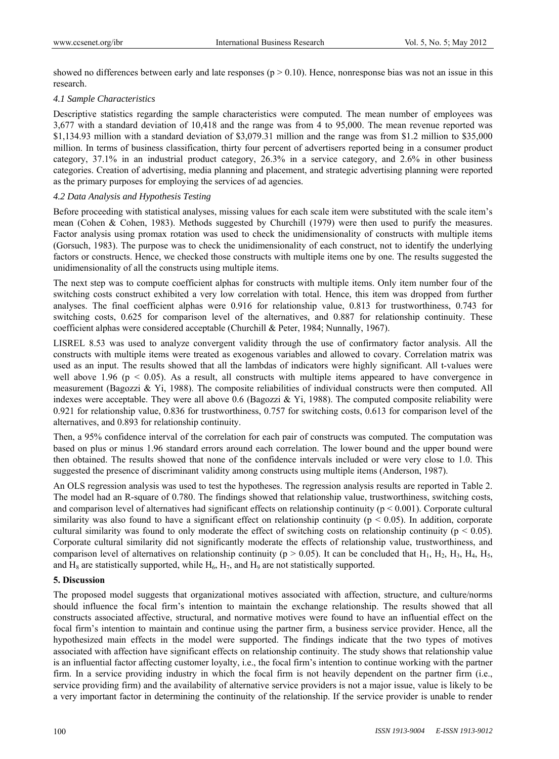showed no differences between early and late responses ($p > 0.10$). Hence, nonresponse bias was not an issue in this research.

### *4.1 Sample Characteristics*

Descriptive statistics regarding the sample characteristics were computed. The mean number of employees was 3,677 with a standard deviation of 10,418 and the range was from 4 to 95,000. The mean revenue reported was $1,134.93 million with a standard deviation of $3,079.31 million and the range was from $1.2 million to $35,000 million. In terms of business classification, thirty four percent of advertisers reported being in a consumer product category, 37.1% in an industrial product category, 26.3% in a service category, and 2.6% in other business categories. Creation of advertising, media planning and placement, and strategic advertising planning were reported as the primary purposes for employing the services of ad agencies.

### *4.2 Data Analysis and Hypothesis Testing*

Before proceeding with statistical analyses, missing values for each scale item were substituted with the scale item's mean (Cohen & Cohen, 1983). Methods suggested by Churchill (1979) were then used to purify the measures. Factor analysis using promax rotation was used to check the unidimensionality of constructs with multiple items (Gorsuch, 1983). The purpose was to check the unidimensionality of each construct, not to identify the underlying factors or constructs. Hence, we checked those constructs with multiple items one by one. The results suggested the unidimensionality of all the constructs using multiple items.

The next step was to compute coefficient alphas for constructs with multiple items. Only item number four of the switching costs construct exhibited a very low correlation with total. Hence, this item was dropped from further analyses. The final coefficient alphas were 0.916 for relationship value, 0.813 for trustworthiness, 0.743 for switching costs, 0.625 for comparison level of the alternatives, and 0.887 for relationship continuity. These coefficient alphas were considered acceptable (Churchill & Peter, 1984; Nunnally, 1967).

LISREL 8.53 was used to analyze convergent validity through the use of confirmatory factor analysis. All the constructs with multiple items were treated as exogenous variables and allowed to covary. Correlation matrix was used as an input. The results showed that all the lambdas of indicators were highly significant. All t-values were well above 1.96 ($p < 0.05$). As a result, all constructs with multiple items appeared to have convergence in measurement (Bagozzi & Yi, 1988). The composite reliabilities of individual constructs were then computed. All indexes were acceptable. They were all above 0.6 (Bagozzi & Yi, 1988). The computed composite reliability were 0.921 for relationship value, 0.836 for trustworthiness, 0.757 for switching costs, 0.613 for comparison level of the alternatives, and 0.893 for relationship continuity.

Then, a 95% confidence interval of the correlation for each pair of constructs was computed. The computation was based on plus or minus 1.96 standard errors around each correlation. The lower bound and the upper bound were then obtained. The results showed that none of the confidence intervals included or were very close to 1.0. This suggested the presence of discriminant validity among constructs using multiple items (Anderson, 1987).

An OLS regression analysis was used to test the hypotheses. The regression analysis results are reported in Table 2. The model had an R-square of 0.780. The findings showed that relationship value, trustworthiness, switching costs, and comparison level of alternatives had significant effects on relationship continuity ($p < 0.001$). Corporate cultural similarity was also found to have a significant effect on relationship continuity ($p < 0.05$). In addition, corporate cultural similarity was found to only moderate the effect of switching costs on relationship continuity ($p < 0.05$). Corporate cultural similarity did not significantly moderate the effects of relationship value, trustworthiness, and comparison level of alternatives on relationship continuity ($p > 0.05$). It can be concluded that $H_1$, $H_2$, $H_3$, $H_4$, $H_5$, and $H_8$ are statistically supported, while $H_6$, $H_7$, and $H_9$ are not statistically supported.

## 5. Discussion

The proposed model suggests that organizational motives associated with affection, structure, and culture/norms should influence the focal firm's intention to maintain the exchange relationship. The results showed that all constructs associated affective, structural, and normative motives were found to have an influential effect on the focal firm's intention to maintain and continue using the partner firm, a business service provider. Hence, all the hypothesized main effects in the model were supported. The findings indicate that the two types of motives associated with affection have significant effects on relationship continuity. The study shows that relationship value is an influential factor affecting customer loyalty, i.e., the focal firm's intention to continue working with the partner firm. In a service providing industry in which the focal firm is not heavily dependent on the partner firm (i.e., service providing firm) and the availability of alternative service providers is not a major issue, value is likely to be a very important factor in determining the continuity of the relationship. If the service provider is unable to render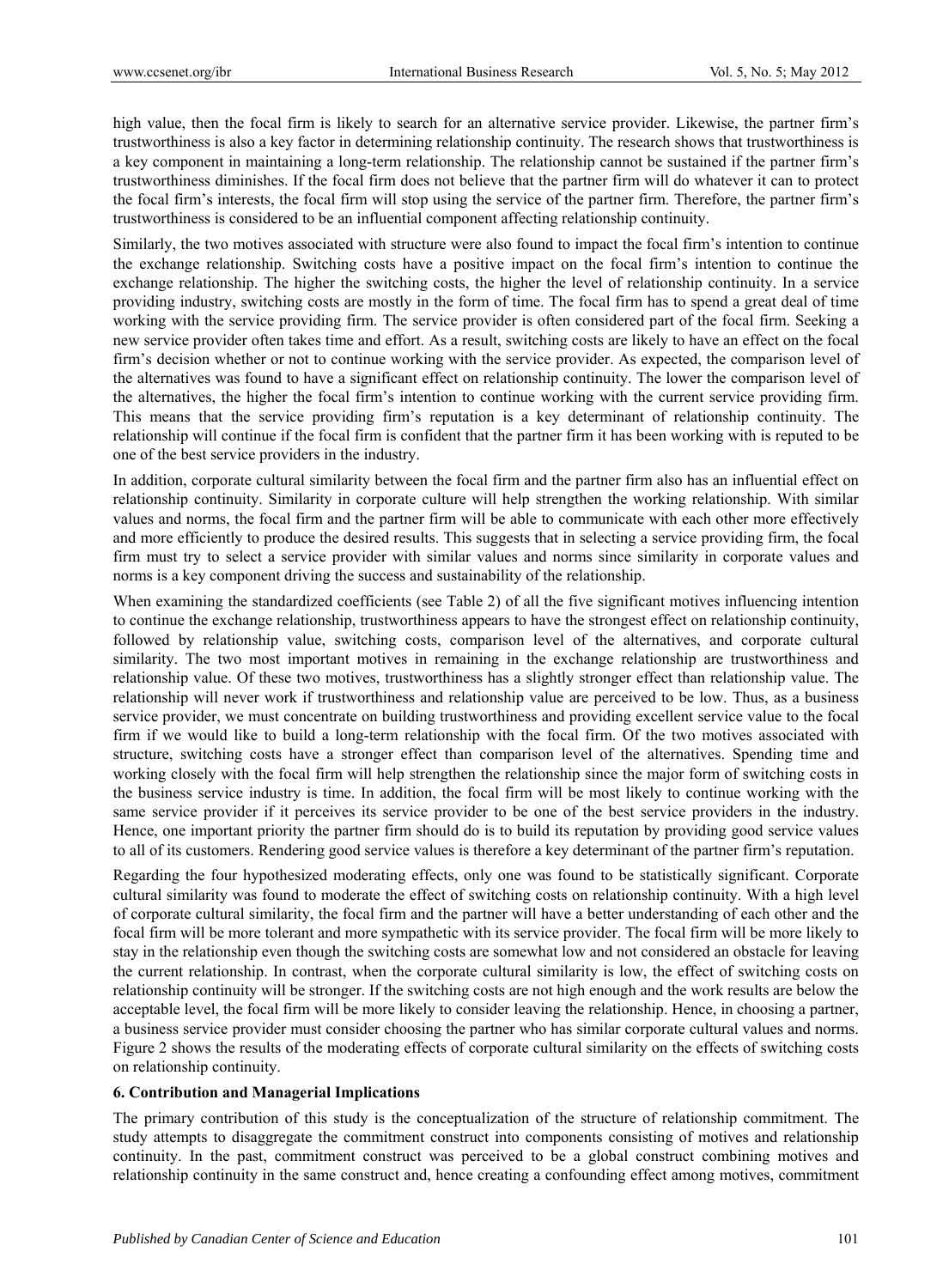high value, then the focal firm is likely to search for an alternative service provider. Likewise, the partner firm's trustworthiness is also a key factor in determining relationship continuity. The research shows that trustworthiness is a key component in maintaining a long-term relationship. The relationship cannot be sustained if the partner firm's trustworthiness diminishes. If the focal firm does not believe that the partner firm will do whatever it can to protect the focal firm's interests, the focal firm will stop using the service of the partner firm. Therefore, the partner firm's trustworthiness is considered to be an influential component affecting relationship continuity.

Similarly, the two motives associated with structure were also found to impact the focal firm's intention to continue the exchange relationship. Switching costs have a positive impact on the focal firm's intention to continue the exchange relationship. The higher the switching costs, the higher the level of relationship continuity. In a service providing industry, switching costs are mostly in the form of time. The focal firm has to spend a great deal of time working with the service providing firm. The service provider is often considered part of the focal firm. Seeking a new service provider often takes time and effort. As a result, switching costs are likely to have an effect on the focal firm's decision whether or not to continue working with the service provider. As expected, the comparison level of the alternatives was found to have a significant effect on relationship continuity. The lower the comparison level of the alternatives, the higher the focal firm's intention to continue working with the current service providing firm. This means that the service providing firm's reputation is a key determinant of relationship continuity. The relationship will continue if the focal firm is confident that the partner firm it has been working with is reputed to be one of the best service providers in the industry.

In addition, corporate cultural similarity between the focal firm and the partner firm also has an influential effect on relationship continuity. Similarity in corporate culture will help strengthen the working relationship. With similar values and norms, the focal firm and the partner firm will be able to communicate with each other more effectively and more efficiently to produce the desired results. This suggests that in selecting a service providing firm, the focal firm must try to select a service provider with similar values and norms since similarity in corporate values and norms is a key component driving the success and sustainability of the relationship.

When examining the standardized coefficients (see Table 2) of all the five significant motives influencing intention to continue the exchange relationship, trustworthiness appears to have the strongest effect on relationship continuity, followed by relationship value, switching costs, comparison level of the alternatives, and corporate cultural similarity. The two most important motives in remaining in the exchange relationship are trustworthiness and relationship value. Of these two motives, trustworthiness has a slightly stronger effect than relationship value. The relationship will never work if trustworthiness and relationship value are perceived to be low. Thus, as a business service provider, we must concentrate on building trustworthiness and providing excellent service value to the focal firm if we would like to build a long-term relationship with the focal firm. Of the two motives associated with structure, switching costs have a stronger effect than comparison level of the alternatives. Spending time and working closely with the focal firm will help strengthen the relationship since the major form of switching costs in the business service industry is time. In addition, the focal firm will be most likely to continue working with the same service provider if it perceives its service provider to be one of the best service providers in the industry. Hence, one important priority the partner firm should do is to build its reputation by providing good service values to all of its customers. Rendering good service values is therefore a key determinant of the partner firm's reputation.

Regarding the four hypothesized moderating effects, only one was found to be statistically significant. Corporate cultural similarity was found to moderate the effect of switching costs on relationship continuity. With a high level of corporate cultural similarity, the focal firm and the partner will have a better understanding of each other and the focal firm will be more tolerant and more sympathetic with its service provider. The focal firm will be more likely to stay in the relationship even though the switching costs are somewhat low and not considered an obstacle for leaving the current relationship. In contrast, when the corporate cultural similarity is low, the effect of switching costs on relationship continuity will be stronger. If the switching costs are not high enough and the work results are below the acceptable level, the focal firm will be more likely to consider leaving the relationship. Hence, in choosing a partner, a business service provider must consider choosing the partner who has similar corporate cultural values and norms. Figure 2 shows the results of the moderating effects of corporate cultural similarity on the effects of switching costs on relationship continuity.

## 6. Contribution and Managerial Implications

The primary contribution of this study is the conceptualization of the structure of relationship commitment. The study attempts to disaggregate the commitment construct into components consisting of motives and relationship continuity. In the past, commitment construct was perceived to be a global construct combining motives and relationship continuity in the same construct and, hence creating a confounding effect among motives, commitment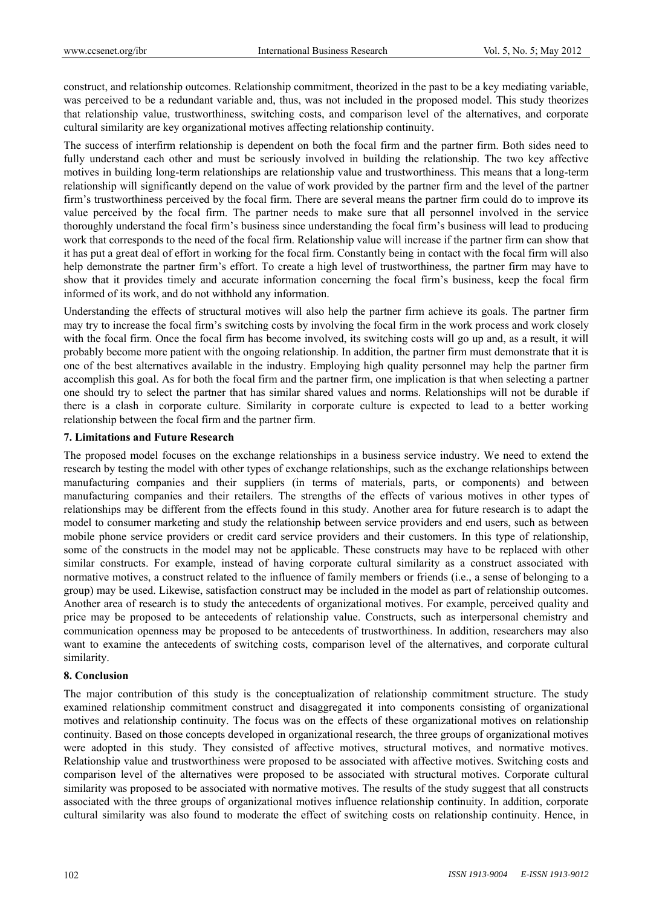construct, and relationship outcomes. Relationship commitment, theorized in the past to be a key mediating variable, was perceived to be a redundant variable and, thus, was not included in the proposed model. This study theorizes that relationship value, trustworthiness, switching costs, and comparison level of the alternatives, and corporate cultural similarity are key organizational motives affecting relationship continuity.

The success of interfirm relationship is dependent on both the focal firm and the partner firm. Both sides need to fully understand each other and must be seriously involved in building the relationship. The two key affective motives in building long-term relationships are relationship value and trustworthiness. This means that a long-term relationship will significantly depend on the value of work provided by the partner firm and the level of the partner firm's trustworthiness perceived by the focal firm. There are several means the partner firm could do to improve its value perceived by the focal firm. The partner needs to make sure that all personnel involved in the service thoroughly understand the focal firm's business since understanding the focal firm's business will lead to producing work that corresponds to the need of the focal firm. Relationship value will increase if the partner firm can show that it has put a great deal of effort in working for the focal firm. Constantly being in contact with the focal firm will also help demonstrate the partner firm's effort. To create a high level of trustworthiness, the partner firm may have to show that it provides timely and accurate information concerning the focal firm's business, keep the focal firm informed of its work, and do not withhold any information.

Understanding the effects of structural motives will also help the partner firm achieve its goals. The partner firm may try to increase the focal firm's switching costs by involving the focal firm in the work process and work closely with the focal firm. Once the focal firm has become involved, its switching costs will go up and, as a result, it will probably become more patient with the ongoing relationship. In addition, the partner firm must demonstrate that it is one of the best alternatives available in the industry. Employing high quality personnel may help the partner firm accomplish this goal. As for both the focal firm and the partner firm, one implication is that when selecting a partner one should try to select the partner that has similar shared values and norms. Relationships will not be durable if there is a clash in corporate culture. Similarity in corporate culture is expected to lead to a better working relationship between the focal firm and the partner firm.

### 7. Limitations and Future Research

The proposed model focuses on the exchange relationships in a business service industry. We need to extend the research by testing the model with other types of exchange relationships, such as the exchange relationships between manufacturing companies and their suppliers (in terms of materials, parts, or components) and between manufacturing companies and their retailers. The strengths of the effects of various motives in other types of relationships may be different from the effects found in this study. Another area for future research is to adapt the model to consumer marketing and study the relationship between service providers and end users, such as between mobile phone service providers or credit card service providers and their customers. In this type of relationship, some of the constructs in the model may not be applicable. These constructs may have to be replaced with other similar constructs. For example, instead of having corporate cultural similarity as a construct associated with normative motives, a construct related to the influence of family members or friends (i.e., a sense of belonging to a group) may be used. Likewise, satisfaction construct may be included in the model as part of relationship outcomes. Another area of research is to study the antecedents of organizational motives. For example, perceived quality and price may be proposed to be antecedents of relationship value. Constructs, such as interpersonal chemistry and communication openness may be proposed to be antecedents of trustworthiness. In addition, researchers may also want to examine the antecedents of switching costs, comparison level of the alternatives, and corporate cultural similarity.

### 8. Conclusion

The major contribution of this study is the conceptualization of relationship commitment structure. The study examined relationship commitment construct and disaggregated it into components consisting of organizational motives and relationship continuity. The focus was on the effects of these organizational motives on relationship continuity. Based on those concepts developed in organizational research, the three groups of organizational motives were adopted in this study. They consisted of affective motives, structural motives, and normative motives. Relationship value and trustworthiness were proposed to be associated with affective motives. Switching costs and comparison level of the alternatives were proposed to be associated with structural motives. Corporate cultural similarity was proposed to be associated with normative motives. The results of the study suggest that all constructs associated with the three groups of organizational motives influence relationship continuity. In addition, corporate cultural similarity was also found to moderate the effect of switching costs on relationship continuity. Hence, in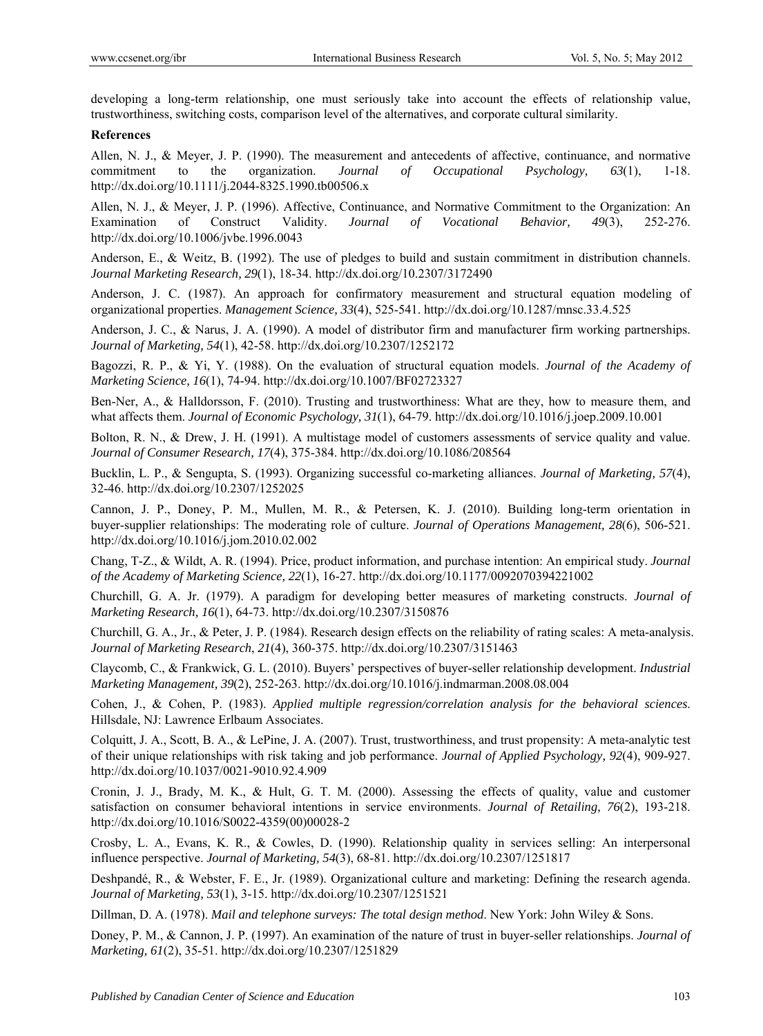developing a long-term relationship, one must seriously take into account the effects of relationship value, trustworthiness, switching costs, comparison level of the alternatives, and corporate cultural similarity.

**References**

Allen, N. J., & Meyer, J. P. (1990). The measurement and antecedents of affective, continuance, and normative commitment to the organization. *Journal of Occupational Psychology, 63*(1), 1-18. http://dx.doi.org/10.1111/j.2044-8325.1990.tb00506.x

Allen, N. J., & Meyer, J. P. (1996). Affective, Continuance, and Normative Commitment to the Organization: An Examination of Construct Validity. *Journal of Vocational Behavior, 49*(3), 252-276. http://dx.doi.org/10.1006/jvbe.1996.0043

Anderson, E., & Weitz, B. (1992). The use of pledges to build and sustain commitment in distribution channels. *Journal Marketing Research, 29*(1), 18-34. http://dx.doi.org/10.2307/3172490

Anderson, J. C. (1987). An approach for confirmatory measurement and structural equation modeling of organizational properties. *Management Science, 33*(4), 525-541. http://dx.doi.org/10.1287/mnsc.33.4.525

Anderson, J. C., & Narus, J. A. (1990). A model of distributor firm and manufacturer firm working partnerships. *Journal of Marketing, 54*(1), 42-58. http://dx.doi.org/10.2307/1252172

Bagozzi, R. P., & Yi, Y. (1988). On the evaluation of structural equation models. *Journal of the Academy of Marketing Science, 16*(1), 74-94. http://dx.doi.org/10.1007/BF02723327

Ben-Ner, A., & Halldorsson, F. (2010). Trusting and trustworthiness: What are they, how to measure them, and what affects them. *Journal of Economic Psychology, 31*(1), 64-79. http://dx.doi.org/10.1016/j.joep.2009.10.001

Bolton, R. N., & Drew, J. H. (1991). A multistage model of customers assessments of service quality and value. *Journal of Consumer Research, 17*(4), 375-384. http://dx.doi.org/10.1086/208564

Bucklin, L. P., & Sengupta, S. (1993). Organizing successful co-marketing alliances. *Journal of Marketing, 57*(4), 32-46. http://dx.doi.org/10.2307/1252025

Cannon, J. P., Doney, P. M., Mullen, M. R., & Petersen, K. J. (2010). Building long-term orientation in buyer-supplier relationships: The moderating role of culture. *Journal of Operations Management, 28*(6), 506-521. http://dx.doi.org/10.1016/j.jom.2010.02.002

Chang, T-Z., & Wildt, A. R. (1994). Price, product information, and purchase intention: An empirical study. *Journal of the Academy of Marketing Science, 22*(1), 16-27. http://dx.doi.org/10.1177/0092070394221002

Churchill, G. A. Jr. (1979). A paradigm for developing better measures of marketing constructs. *Journal of Marketing Research, 16*(1), 64-73. http://dx.doi.org/10.2307/3150876

Churchill, G. A., Jr., & Peter, J. P. (1984). Research design effects on the reliability of rating scales: A meta-analysis. *Journal of Marketing Research*, *21*(4), 360-375. http://dx.doi.org/10.2307/3151463

Claycomb, C., & Frankwick, G. L. (2010). Buyers' perspectives of buyer-seller relationship development. *Industrial Marketing Management, 39*(2), 252-263. http://dx.doi.org/10.1016/j.indmarman.2008.08.004

Cohen, J., & Cohen, P. (1983). *Applied multiple regression/correlation analysis for the behavioral sciences*. Hillsdale, NJ: Lawrence Erlbaum Associates.

Colquitt, J. A., Scott, B. A., & LePine, J. A. (2007). Trust, trustworthiness, and trust propensity: A meta-analytic test of their unique relationships with risk taking and job performance. *Journal of Applied Psychology, 92*(4), 909-927. http://dx.doi.org/10.1037/0021-9010.92.4.909

Cronin, J. J., Brady, M. K., & Hult, G. T. M. (2000). Assessing the effects of quality, value and customer satisfaction on consumer behavioral intentions in service environments. *Journal of Retailing, 76*(2), 193-218. http://dx.doi.org/10.1016/S0022-4359(00)00028-2

Crosby, L. A., Evans, K. R., & Cowles, D. (1990). Relationship quality in services selling: An interpersonal influence perspective. *Journal of Marketing, 54*(3), 68-81. http://dx.doi.org/10.2307/1251817

Deshpandé, R., & Webster, F. E., Jr. (1989). Organizational culture and marketing: Defining the research agenda. *Journal of Marketing, 53*(1), 3-15. http://dx.doi.org/10.2307/1251521

Dillman, D. A. (1978). *Mail and telephone surveys: The total design method*. New York: John Wiley & Sons.

Doney, P. M., & Cannon, J. P. (1997). An examination of the nature of trust in buyer-seller relationships. *Journal of Marketing, 61*(2), 35-51. http://dx.doi.org/10.2307/1251829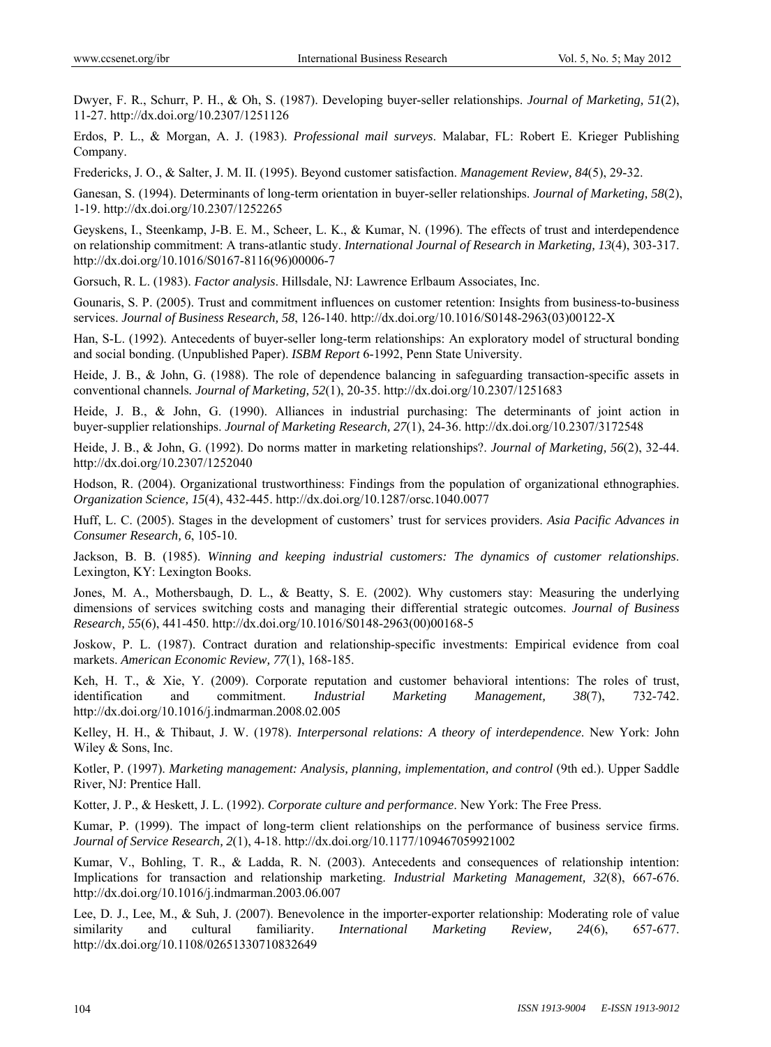Dwyer, F. R., Schurr, P. H., & Oh, S. (1987). Developing buyer-seller relationships. *Journal of Marketing, 51*(2), 11-27. http://dx.doi.org/10.2307/1251126

Erdos, P. L., & Morgan, A. J. (1983). *Professional mail surveys*. Malabar, FL: Robert E. Krieger Publishing Company.

Fredericks, J. O., & Salter, J. M. II. (1995). Beyond customer satisfaction. *Management Review, 84*(5), 29-32.

Ganesan, S. (1994). Determinants of long-term orientation in buyer-seller relationships. *Journal of Marketing, 58*(2), 1-19. http://dx.doi.org/10.2307/1252265

Geyskens, I., Steenkamp, J-B. E. M., Scheer, L. K., & Kumar, N. (1996). The effects of trust and interdependence on relationship commitment: A trans-atlantic study. *International Journal of Research in Marketing, 13*(4), 303-317. http://dx.doi.org/10.1016/S0167-8116(96)00006-7

Gorsuch, R. L. (1983). *Factor analysis*. Hillsdale, NJ: Lawrence Erlbaum Associates, Inc.

Gounaris, S. P. (2005). Trust and commitment influences on customer retention: Insights from business-to-business services. *Journal of Business Research, 58*, 126-140. http://dx.doi.org/10.1016/S0148-2963(03)00122-X

Han, S-L. (1992). Antecedents of buyer-seller long-term relationships: An exploratory model of structural bonding and social bonding. (Unpublished Paper). *ISBM Report* 6-1992, Penn State University.

Heide, J. B., & John, G. (1988). The role of dependence balancing in safeguarding transaction-specific assets in conventional channels. *Journal of Marketing, 52*(1), 20-35. http://dx.doi.org/10.2307/1251683

Heide, J. B., & John, G. (1990). Alliances in industrial purchasing: The determinants of joint action in buyer-supplier relationships. *Journal of Marketing Research, 27*(1), 24-36. http://dx.doi.org/10.2307/3172548

Heide, J. B., & John, G. (1992). Do norms matter in marketing relationships?. *Journal of Marketing, 56*(2), 32-44. http://dx.doi.org/10.2307/1252040

Hodson, R. (2004). Organizational trustworthiness: Findings from the population of organizational ethnographies. *Organization Science, 15*(4), 432-445. http://dx.doi.org/10.1287/orsc.1040.0077

Huff, L. C. (2005). Stages in the development of customers' trust for services providers. *Asia Pacific Advances in Consumer Research, 6*, 105-10.

Jackson, B. B. (1985). *Winning and keeping industrial customers: The dynamics of customer relationships*. Lexington, KY: Lexington Books.

Jones, M. A., Mothersbaugh, D. L., & Beatty, S. E. (2002). Why customers stay: Measuring the underlying dimensions of services switching costs and managing their differential strategic outcomes. *Journal of Business Research, 55*(6), 441-450. http://dx.doi.org/10.1016/S0148-2963(00)00168-5

Joskow, P. L. (1987). Contract duration and relationship-specific investments: Empirical evidence from coal markets. *American Economic Review, 77*(1), 168-185.

Keh, H. T., & Xie, Y. (2009). Corporate reputation and customer behavioral intentions: The roles of trust, identification and commitment. *Industrial Marketing Management, 38*(7), 732-742. http://dx.doi.org/10.1016/j.indmarman.2008.02.005

Kelley, H. H., & Thibaut, J. W. (1978). *Interpersonal relations: A theory of interdependence*. New York: John Wiley & Sons, Inc.

Kotler, P. (1997). *Marketing management: Analysis, planning, implementation, and control* (9th ed.). Upper Saddle River, NJ: Prentice Hall.

Kotter, J. P., & Heskett, J. L. (1992). *Corporate culture and performance*. New York: The Free Press.

Kumar, P. (1999). The impact of long-term client relationships on the performance of business service firms. *Journal of Service Research, 2*(1), 4-18. http://dx.doi.org/10.1177/109467059921002

Kumar, V., Bohling, T. R., & Ladda, R. N. (2003). Antecedents and consequences of relationship intention: Implications for transaction and relationship marketing. *Industrial Marketing Management, 32*(8), 667-676. http://dx.doi.org/10.1016/j.indmarman.2003.06.007

Lee, D. J., Lee, M., & Suh, J. (2007). Benevolence in the importer-exporter relationship: Moderating role of value similarity and cultural familiarity. *International Marketing Review, 24*(6), 657-677. http://dx.doi.org/10.1108/02651330710832649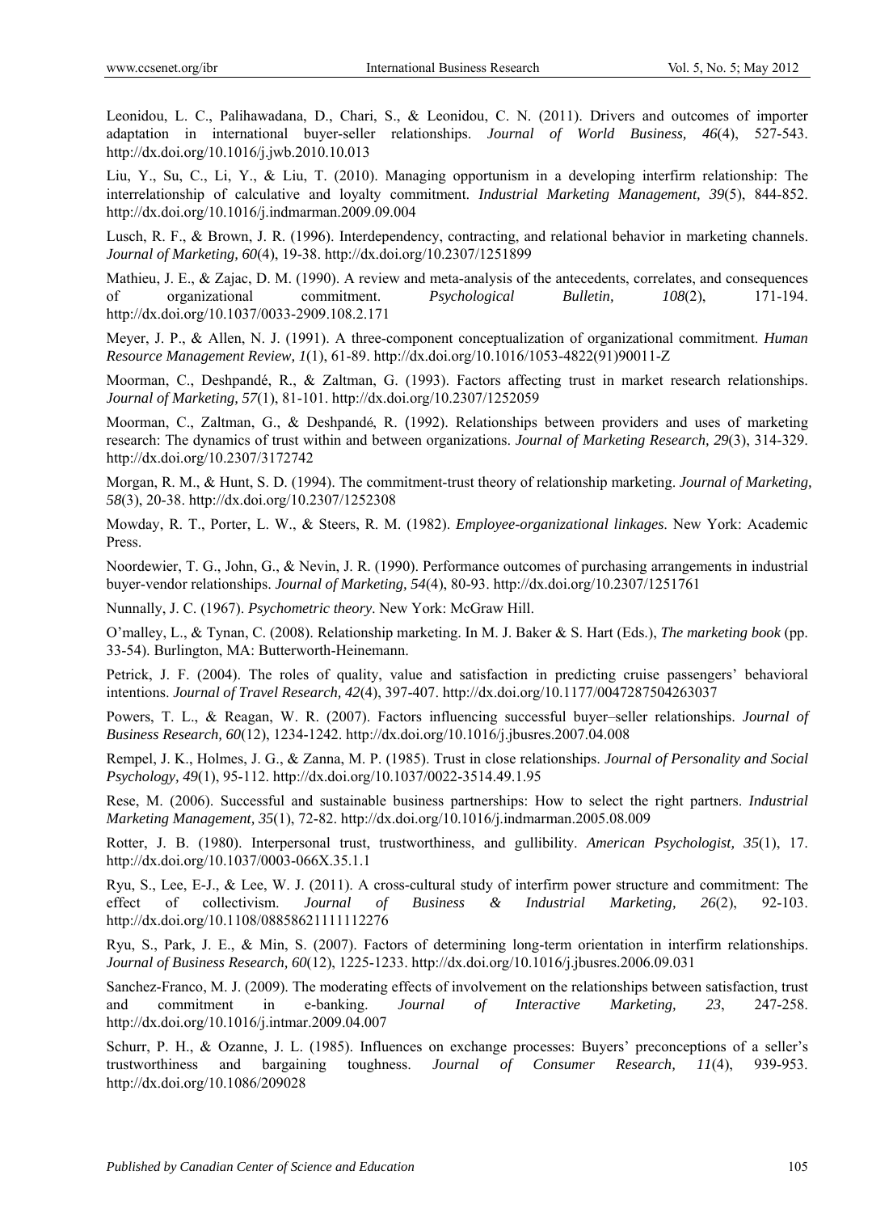Leonidou, L. C., Palihawadana, D., Chari, S., & Leonidou, C. N. (2011). Drivers and outcomes of importer adaptation in international buyer-seller relationships. *Journal of World Business, 46*(4), 527-543. http://dx.doi.org/10.1016/j.jwb.2010.10.013

Liu, Y., Su, C., Li, Y., & Liu, T. (2010). Managing opportunism in a developing interfirm relationship: The interrelationship of calculative and loyalty commitment. *Industrial Marketing Management, 39*(5), 844-852. http://dx.doi.org/10.1016/j.indmarman.2009.09.004

Lusch, R. F., & Brown, J. R. (1996). Interdependency, contracting, and relational behavior in marketing channels. *Journal of Marketing, 60*(4), 19-38. http://dx.doi.org/10.2307/1251899

Mathieu, J. E., & Zajac, D. M. (1990). A review and meta-analysis of the antecedents, correlates, and consequences of organizational commitment. *Psychological Bulletin, 108*(2), 171-194. http://dx.doi.org/10.1037/0033-2909.108.2.171

Meyer, J. P., & Allen, N. J. (1991). A three-component conceptualization of organizational commitment. *Human Resource Management Review, 1*(1), 61-89. http://dx.doi.org/10.1016/1053-4822(91)90011-Z

Moorman, C., Deshpandé, R., & Zaltman, G. (1993). Factors affecting trust in market research relationships. *Journal of Marketing, 57*(1), 81-101. http://dx.doi.org/10.2307/1252059

Moorman, C., Zaltman, G., & Deshpandé, R. (1992). Relationships between providers and uses of marketing research: The dynamics of trust within and between organizations. *Journal of Marketing Research, 29*(3), 314-329. http://dx.doi.org/10.2307/3172742

Morgan, R. M., & Hunt, S. D. (1994). The commitment-trust theory of relationship marketing. *Journal of Marketing, 58*(3), 20-38. http://dx.doi.org/10.2307/1252308

Mowday, R. T., Porter, L. W., & Steers, R. M. (1982). *Employee-organizational linkages*. New York: Academic Press.

Noordewier, T. G., John, G., & Nevin, J. R. (1990). Performance outcomes of purchasing arrangements in industrial buyer-vendor relationships. *Journal of Marketing, 54*(4), 80-93. http://dx.doi.org/10.2307/1251761

Nunnally, J. C. (1967). *Psychometric theory*. New York: McGraw Hill.

O'malley, L., & Tynan, C. (2008). Relationship marketing. In M. J. Baker & S. Hart (Eds.), *The marketing book* (pp. 33-54). Burlington, MA: Butterworth-Heinemann.

Petrick, J. F. (2004). The roles of quality, value and satisfaction in predicting cruise passengers' behavioral intentions. *Journal of Travel Research, 42*(4), 397-407. http://dx.doi.org/10.1177/0047287504263037

Powers, T. L., & Reagan, W. R. (2007). Factors influencing successful buyer–seller relationships. *Journal of Business Research, 60*(12), 1234-1242. http://dx.doi.org/10.1016/j.jbusres.2007.04.008

Rempel, J. K., Holmes, J. G., & Zanna, M. P. (1985). Trust in close relationships. *Journal of Personality and Social Psychology, 49*(1), 95-112. http://dx.doi.org/10.1037/0022-3514.49.1.95

Rese, M. (2006). Successful and sustainable business partnerships: How to select the right partners. *Industrial Marketing Management, 35*(1), 72-82. http://dx.doi.org/10.1016/j.indmarman.2005.08.009

Rotter, J. B. (1980). Interpersonal trust, trustworthiness, and gullibility. *American Psychologist, 35*(1), 17. http://dx.doi.org/10.1037/0003-066X.35.1.1

Ryu, S., Lee, E-J., & Lee, W. J. (2011). A cross-cultural study of interfirm power structure and commitment: The effect of collectivism. *Journal of Business & Industrial Marketing, 26*(2), 92-103. http://dx.doi.org/10.1108/08858621111112276

Ryu, S., Park, J. E., & Min, S. (2007). Factors of determining long-term orientation in interfirm relationships. *Journal of Business Research, 60*(12), 1225-1233. http://dx.doi.org/10.1016/j.jbusres.2006.09.031

Sanchez-Franco, M. J. (2009). The moderating effects of involvement on the relationships between satisfaction, trust and commitment in e-banking. *Journal of Interactive Marketing, 23*, 247-258. http://dx.doi.org/10.1016/j.intmar.2009.04.007

Schurr, P. H., & Ozanne, J. L. (1985). Influences on exchange processes: Buyers' preconceptions of a seller's trustworthiness and bargaining toughness. *Journal of Consumer Research, 11*(4), 939-953. http://dx.doi.org/10.1086/209028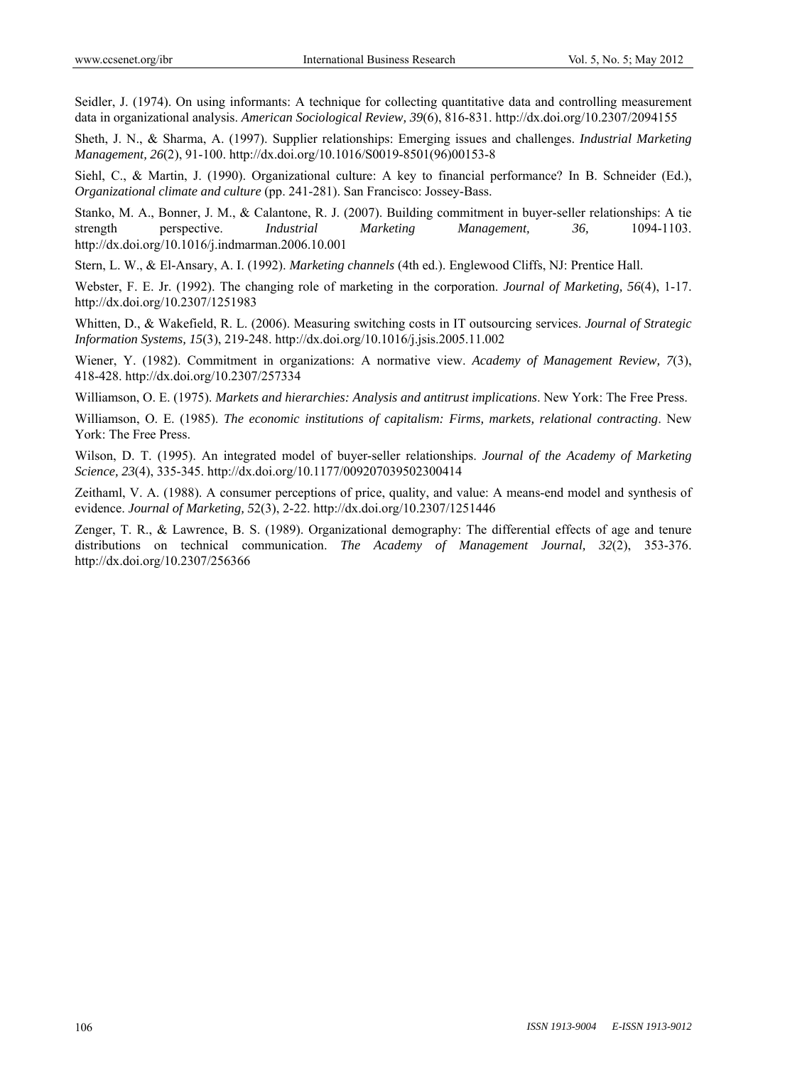Seidler, J. (1974). On using informants: A technique for collecting quantitative data and controlling measurement data in organizational analysis. *American Sociological Review, 39*(6), 816-831. http://dx.doi.org/10.2307/2094155

Sheth, J. N., & Sharma, A. (1997). Supplier relationships: Emerging issues and challenges. *Industrial Marketing Management, 26*(2), 91-100. http://dx.doi.org/10.1016/S0019-8501(96)00153-8

Siehl, C., & Martin, J. (1990). Organizational culture: A key to financial performance? In B. Schneider (Ed.), *Organizational climate and culture* (pp. 241-281). San Francisco: Jossey-Bass.

Stanko, M. A., Bonner, J. M., & Calantone, R. J. (2007). Building commitment in buyer-seller relationships: A tie strength perspective. *Industrial Marketing Management, 36*, 1094-1103. http://dx.doi.org/10.1016/j.indmarman.2006.10.001

Stern, L. W., & El-Ansary, A. I. (1992). *Marketing channels* (4th ed.). Englewood Cliffs, NJ: Prentice Hall.

Webster, F. E. Jr. (1992). The changing role of marketing in the corporation. *Journal of Marketing, 56*(4), 1-17. http://dx.doi.org/10.2307/1251983

Whitten, D., & Wakefield, R. L. (2006). Measuring switching costs in IT outsourcing services. *Journal of Strategic Information Systems, 15*(3), 219-248. http://dx.doi.org/10.1016/j.jsis.2005.11.002

Wiener, Y. (1982). Commitment in organizations: A normative view. *Academy of Management Review, 7*(3), 418-428. http://dx.doi.org/10.2307/257334

Williamson, O. E. (1975). *Markets and hierarchies: Analysis and antitrust implications*. New York: The Free Press.

Williamson, O. E. (1985). *The economic institutions of capitalism: Firms, markets, relational contracting*. New York: The Free Press.

Wilson, D. T. (1995). An integrated model of buyer-seller relationships. *Journal of the Academy of Marketing Science, 23*(4), 335-345. http://dx.doi.org/10.1177/009207039502300414

Zeithaml, V. A. (1988). A consumer perceptions of price, quality, and value: A means-end model and synthesis of evidence. *Journal of Marketing, 52*(3), 2-22. http://dx.doi.org/10.2307/1251446

Zenger, T. R., & Lawrence, B. S. (1989). Organizational demography: The differential effects of age and tenure distributions on technical communication. *The Academy of Management Journal, 32*(2), 353-376. http://dx.doi.org/10.2307/256366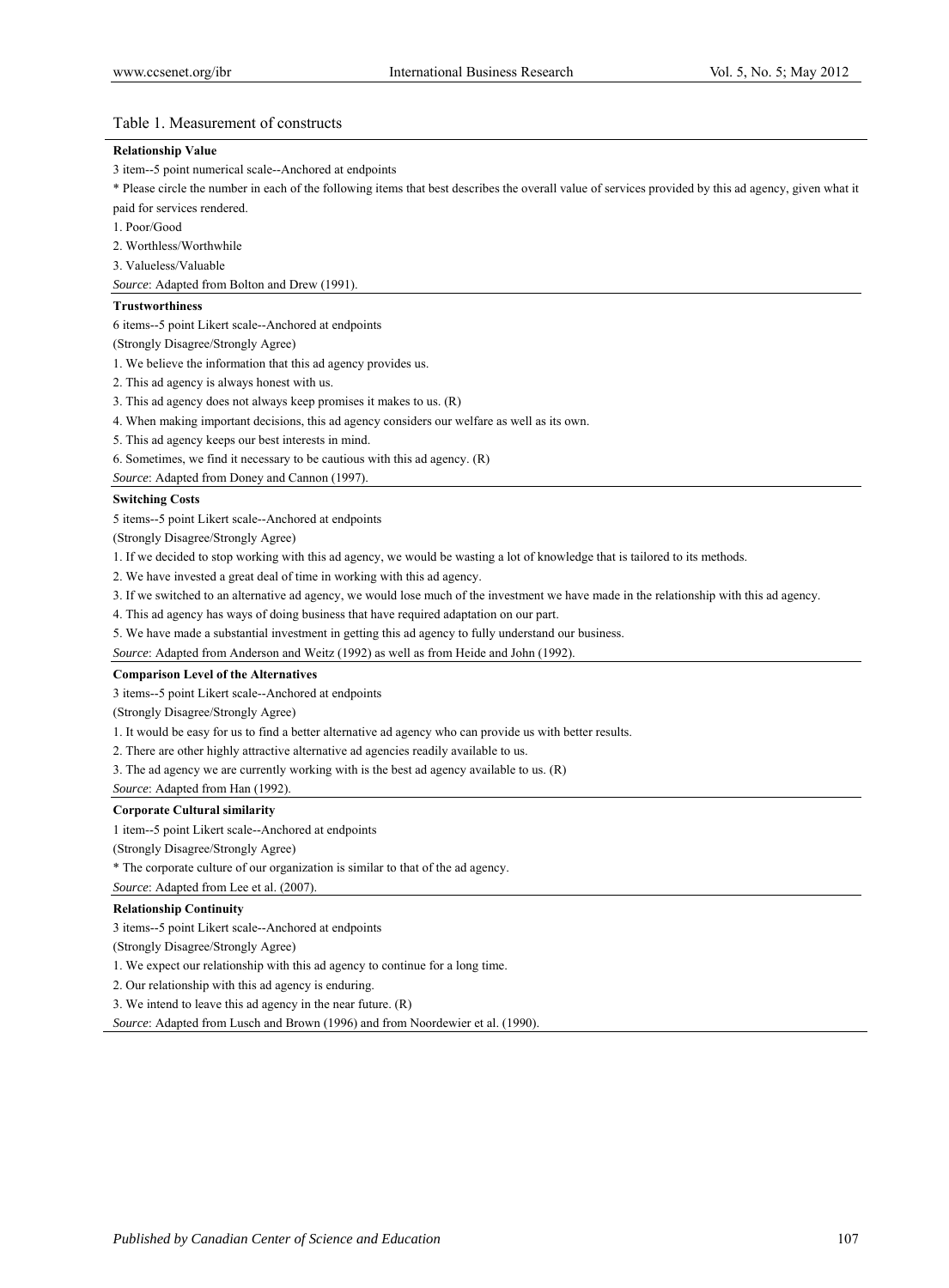Table 1. Measurement of constructs

**Relationship Value**

3 item--5 point numerical scale--Anchored at endpoints

* Please circle the number in each of the following items that best describes the overall value of services provided by this ad agency, given what it paid for services rendered.

1. Poor/Good
2. Worthless/Worthwhile
3. Valueless/Valuable

*Source*: Adapted from Bolton and Drew (1991).

**Trustworthiness**

6 items--5 point Likert scale--Anchored at endpoints

(Strongly Disagree/Strongly Agree)

1. We believe the information that this ad agency provides us.
2. This ad agency is always honest with us.
3. This ad agency does not always keep promises it makes to us. (R)
4. When making important decisions, this ad agency considers our welfare as well as its own.
5. This ad agency keeps our best interests in mind.
6. Sometimes, we find it necessary to be cautious with this ad agency. (R)

*Source*: Adapted from Doney and Cannon (1997).

**Switching Costs**

5 items--5 point Likert scale--Anchored at endpoints

(Strongly Disagree/Strongly Agree)

1. If we decided to stop working with this ad agency, we would be wasting a lot of knowledge that is tailored to its methods.
2. We have invested a great deal of time in working with this ad agency.
3. If we switched to an alternative ad agency, we would lose much of the investment we have made in the relationship with this ad agency.
4. This ad agency has ways of doing business that have required adaptation on our part.
5. We have made a substantial investment in getting this ad agency to fully understand our business.

*Source*: Adapted from Anderson and Weitz (1992) as well as from Heide and John (1992).

**Comparison Level of the Alternatives**

3 items--5 point Likert scale--Anchored at endpoints

(Strongly Disagree/Strongly Agree)

1. It would be easy for us to find a better alternative ad agency who can provide us with better results.
2. There are other highly attractive alternative ad agencies readily available to us.
3. The ad agency we are currently working with is the best ad agency available to us. (R)

*Source*: Adapted from Han (1992).

**Corporate Cultural similarity**

1 item--5 point Likert scale--Anchored at endpoints

(Strongly Disagree/Strongly Agree)

* The corporate culture of our organization is similar to that of the ad agency.

*Source*: Adapted from Lee et al. (2007).

**Relationship Continuity**

3 items--5 point Likert scale--Anchored at endpoints

(Strongly Disagree/Strongly Agree)

1. We expect our relationship with this ad agency to continue for a long time.
2. Our relationship with this ad agency is enduring.
3. We intend to leave this ad agency in the near future. (R)

*Source*: Adapted from Lusch and Brown (1996) and from Noordewier et al. (1990).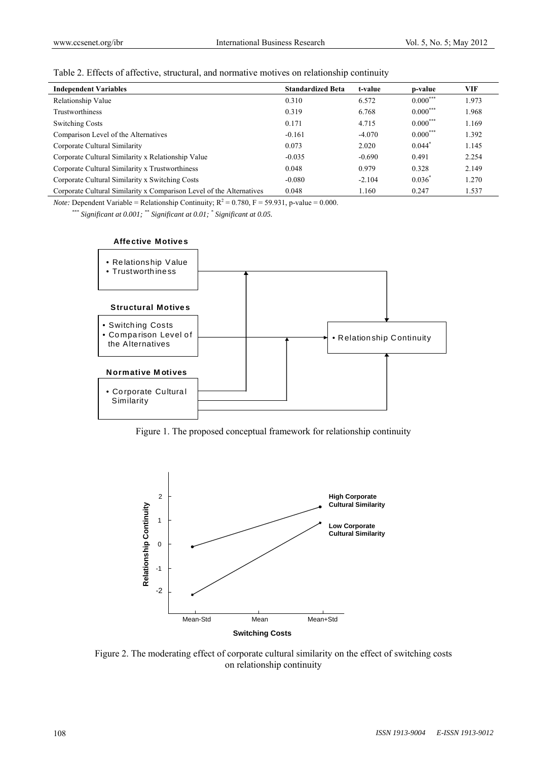Table 2. Effects of affective, structural, and normative motives on relationship continuity

| Independent Variables | Standardized Beta | t-value | p-value | VIF |
|---|---|---|---|---|
| Relationship Value | 0.310 | 6.572 | 0.000*** | 1.973 |
| Trustworthiness | 0.319 | 6.768 | 0.000*** | 1.968 |
| Switching Costs | 0.171 | 4.715 | 0.000*** | 1.169 |
| Comparison Level of the Alternatives | -0.161 | -4.070 | 0.000*** | 1.392 |
| Corporate Cultural Similarity | 0.073 | 2.020 | 0.044* | 1.145 |
| Corporate Cultural Similarity x Relationship Value | -0.035 | -0.690 | 0.491 | 2.254 |
| Corporate Cultural Similarity x Trustworthiness | 0.048 | 0.979 | 0.328 | 2.149 |
| Corporate Cultural Similarity x Switching Costs | -0.080 | -2.104 | 0.036* | 1.270 |
| Corporate Cultural Similarity x Comparison Level of the Alternatives | 0.048 | 1.160 | 0.247 | 1.537 |

*Note:* Dependent Variable = Relationship Continuity; $R^2 = 0.780$, $F = 59.931$, p-value = 0.000.

*** *Significant at 0.001;* ** *Significant at 0.01;* * *Significant at 0.05.*

**Affective Motives**

• Relationship Value
• Trustworthiness

**Structural Motives**

• Switching Costs
• Comparison Level of the Alternatives

**Normative Motives**

• Corporate Cultural Similarity

• Relationship Continuity

Figure 1. The proposed conceptual framework for relationship continuity

Relationship Continuity

2
1
0
-1
-2

Mean-Std
Mean
Mean+Std

Switching Costs

High Corporate Cultural Similarity

Low Corporate Cultural Similarity

Figure 2. The moderating effect of corporate cultural similarity on the effect of switching costs on relationship continuity